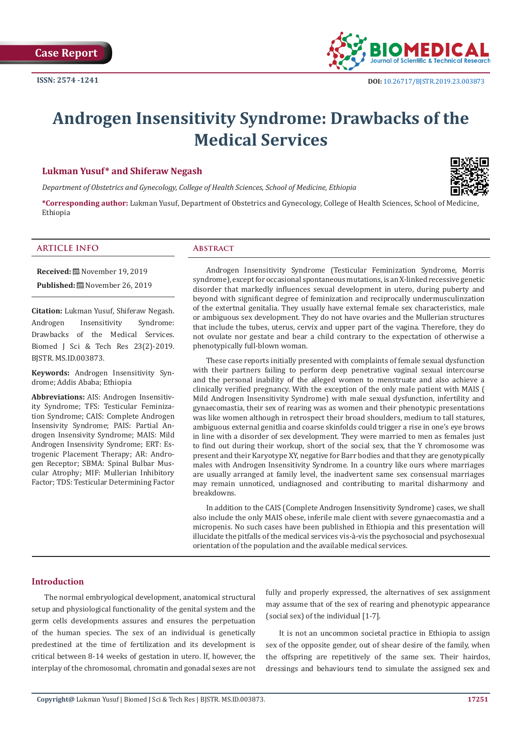Case Report

ISSN: 2574 -1241

DOI: 10.26717/BJSTR.2019.23.003873

# Androgen Insensitivity Syndrome: Drawbacks of the Medical Services

**Lukman Yusuf* and Shiferaw Negash**

*Department of Obstetrics and Gynecology, College of Health Sciences, School of Medicine, Ethiopia*

***Corresponding author:** Lukman Yusuf, Department of Obstetrics and Gynecology, College of Health Sciences, School of Medicine, Ethiopia

## ARTICLE INFO

**Received:** November 19, 2019

**Published:** November 26, 2019

**Citation:** Lukman Yusuf, Shiferaw Negash. Androgen Insensitivity Syndrome: Drawbacks of the Medical Services. Biomed J Sci & Tech Res 23(2)-2019. BJSTR. MS.ID.003873.

**Keywords:** Androgen Insensitivity Syndrome; Addis Ababa; Ethiopia

**Abbreviations:** AIS: Androgen Insensitivity Syndrome; TFS: Testicular Feminization Syndrome; CAIS: Complete Androgen Insensivity Syndrome; PAIS: Partial Androgen Insensivity Syndrome; MAIS: Mild Androgen Insensivity Syndrome; ERT: Estrogenic Placement Therapy; AR: Androgen Receptor; SBMA: Spinal Bulbar Muscular Atrophy; MIF: Mullerian Inhibitory Factor; TDS: Testicular Determining Factor

## Abstract

Androgen Insensitivity Syndrome (Testicular Feminization Syndrome, Morris syndrome), except for occasional spontaneous mutations, is an X-linked recessive genetic disorder that markedly influences sexual development in utero, during puberty and beyond with significant degree of feminization and reciprocally undermusculinzation of the extertnal genitalia. They usually have external female sex characteristics, male or ambiguous sex development. They do not have ovaries and the Mullerian structures that include the tubes, uterus, cervix and upper part of the vagina. Therefore, they do not ovulate nor gestate and bear a child contrary to the expectation of otherwise a phenotypically full-blown woman.

These case reports initially presented with complaints of female sexual dysfunction with their partners failing to perform deep penetrative vaginal sexual intercourse and the personal inability of the alleged women to menstruate and also achieve a clinically verified pregnancy. With the exception of the only male patient with MAIS ( Mild Androgen Insensitivity Syndrome) with male sexual dysfunction, infertility and gynaecomastia, their sex of rearing was as women and their phenotypic presentations was like women although in retrospect their broad shoulders, medium to tall statures, ambiguous external genitlia and coarse skinfolds could trigger a rise in one's eye brows in line with a disorder of sex development. They were married to men as females just to find out during their workup, short of the social sex, that the Y chromosome was present and their Karyotype XY, negative for Barr bodies and that they are genotypically males with Androgen Insensitivity Syndrome. In a country like ours where marriages are usually arranged at family level, the inadvertent same sex consensual marriages may remain unnoticed, undiagnosed and contributing to marital disharmony and breakdowns.

In addition to the CAIS (Complete Androgen Insensitivity Syndrome) cases, we shall also include the only MAIS obese, inferile male client with severe gynaecomastia and a micropenis. No such cases have been published in Ethiopia and this presentation will illucidate the pitfalls of the medical services vis-à-vis the psychosocial and psychosexual orientation of the population and the available medical services.

## Introduction

The normal embryological development, anatomical structural setup and physiological functionality of the genital system and the germ cells developments assures and ensures the perpetuation of the human species. The sex of an individual is genetically predestined at the time of fertilization and its development is critical between 8-14 weeks of gestation in utero. If, however, the interplay of the chromosomal, chromatin and gonadal sexes are not fully and properly expressed, the alternatives of sex assignment may assume that of the sex of rearing and phenotypic appearance (social sex) of the individual [1-7].

It is not an uncommon societal practice in Ethiopia to assign sex of the opposite gender, out of shear desire of the family, when the offspring are repetitively of the same sex. Their hairdos, dressings and behaviours tend to simulate the assigned sex and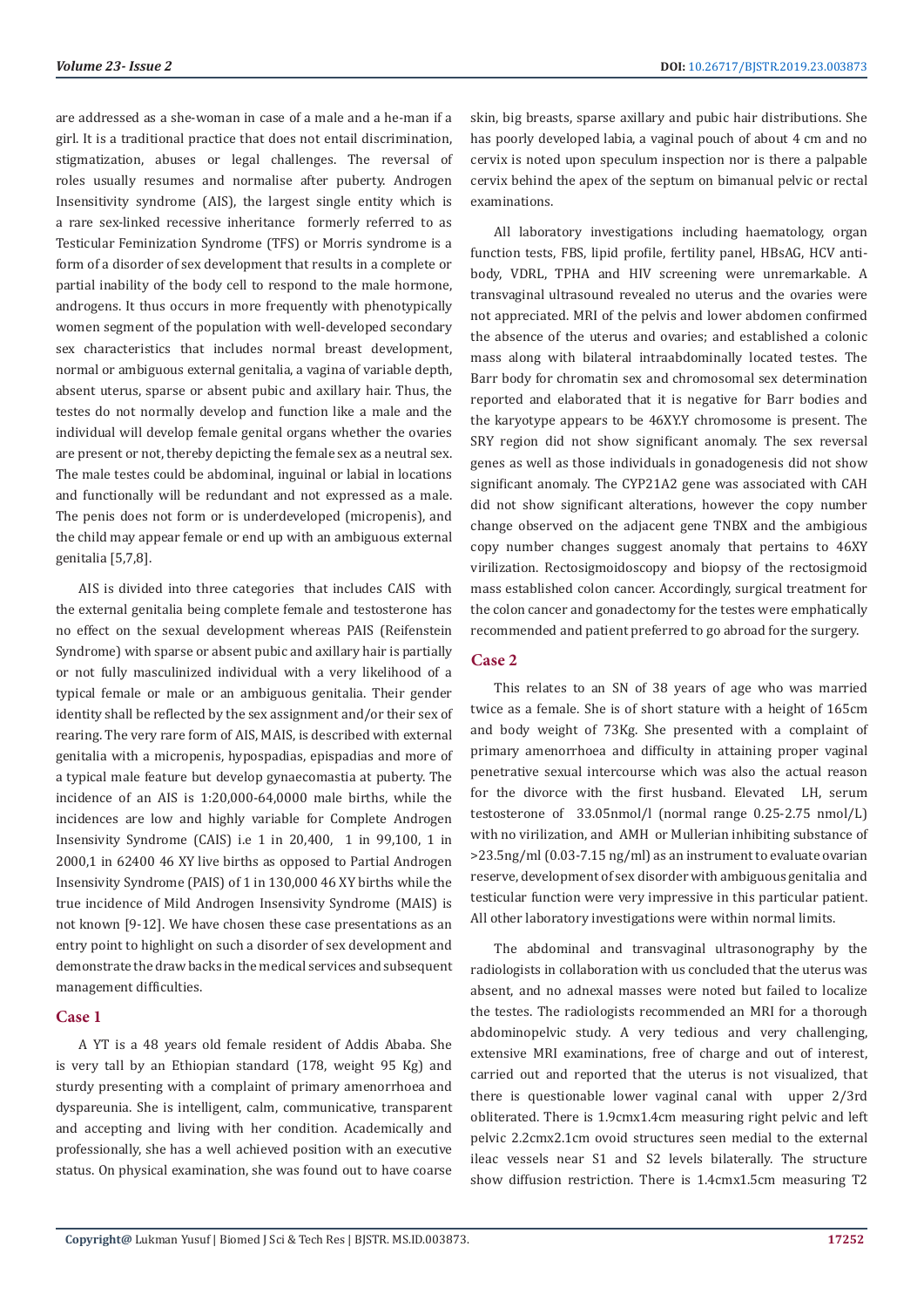are addressed as a she-woman in case of a male and a he-man if a girl. It is a traditional practice that does not entail discrimination, stigmatization, abuses or legal challenges. The reversal of roles usually resumes and normalise after puberty. Androgen Insensitivity syndrome (AIS), the largest single entity which is a rare sex-linked recessive inheritance formerly referred to as Testicular Feminization Syndrome (TFS) or Morris syndrome is a form of a disorder of sex development that results in a complete or partial inability of the body cell to respond to the male hormone, androgens. It thus occurs in more frequently with phenotypically women segment of the population with well-developed secondary sex characteristics that includes normal breast development, normal or ambiguous external genitalia, a vagina of variable depth, absent uterus, sparse or absent pubic and axillary hair. Thus, the testes do not normally develop and function like a male and the individual will develop female genital organs whether the ovaries are present or not, thereby depicting the female sex as a neutral sex. The male testes could be abdominal, inguinal or labial in locations and functionally will be redundant and not expressed as a male. The penis does not form or is underdeveloped (micropenis), and the child may appear female or end up with an ambiguous external genitalia [5,7,8].

AIS is divided into three categories that includes CAIS with the external genitalia being complete female and testosterone has no effect on the sexual development whereas PAIS (Reifenstein Syndrome) with sparse or absent pubic and axillary hair is partially or not fully masculinized individual with a very likelihood of a typical female or male or an ambiguous genitalia. Their gender identity shall be reflected by the sex assignment and/or their sex of rearing. The very rare form of AIS, MAIS, is described with external genitalia with a micropenis, hypospadias, epispadias and more of a typical male feature but develop gynaecomastia at puberty. The incidence of an AIS is 1:20,000-64,0000 male births, while the incidences are low and highly variable for Complete Androgen Insensivity Syndrome (CAIS) i.e 1 in 20,400, 1 in 99,100, 1 in 2000,1 in 62400 46 XY live births as opposed to Partial Androgen Insensivity Syndrome (PAIS) of 1 in 130,000 46 XY births while the true incidence of Mild Androgen Insensivity Syndrome (MAIS) is not known [9-12]. We have chosen these case presentations as an entry point to highlight on such a disorder of sex development and demonstrate the draw backs in the medical services and subsequent management difficulties.

## Case 1

A YT is a 48 years old female resident of Addis Ababa. She is very tall by an Ethiopian standard (178, weight 95 Kg) and sturdy presenting with a complaint of primary amenorrhoea and dyspareunia. She is intelligent, calm, communicative, transparent and accepting and living with her condition. Academically and professionally, she has a well achieved position with an executive status. On physical examination, she was found out to have coarse skin, big breasts, sparse axillary and pubic hair distributions. She has poorly developed labia, a vaginal pouch of about 4 cm and no cervix is noted upon speculum inspection nor is there a palpable cervix behind the apex of the septum on bimanual pelvic or rectal examinations.

All laboratory investigations including haematology, organ function tests, FBS, lipid profile, fertility panel, HBsAG, HCV anti-body, VDRL, TPHA and HIV screening were unremarkable. A transvaginal ultrasound revealed no uterus and the ovaries were not appreciated. MRI of the pelvis and lower abdomen confirmed the absence of the uterus and ovaries; and established a colonic mass along with bilateral intraabdominally located testes. The Barr body for chromatin sex and chromosomal sex determination reported and elaborated that it is negative for Barr bodies and the karyotype appears to be 46XY.Y chromosome is present. The SRY region did not show significant anomaly. The sex reversal genes as well as those individuals in gonadogenesis did not show significant anomaly. The CYP21A2 gene was associated with CAH did not show significant alterations, however the copy number change observed on the adjacent gene TNBX and the ambigious copy number changes suggest anomaly that pertains to 46XY virilization. Rectosigmoidoscopy and biopsy of the rectosigmoid mass established colon cancer. Accordingly, surgical treatment for the colon cancer and gonadectomy for the testes were emphatically recommended and patient preferred to go abroad for the surgery.

## Case 2

This relates to an SN of 38 years of age who was married twice as a female. She is of short stature with a height of 165cm and body weight of 73Kg. She presented with a complaint of primary amenorrhoea and difficulty in attaining proper vaginal penetrative sexual intercourse which was also the actual reason for the divorce with the first husband. Elevated LH, serum testosterone of 33.05nmol/l (normal range 0.25-2.75 nmol/L) with no virilization, and AMH or Mullerian inhibiting substance of >23.5ng/ml (0.03-7.15 ng/ml) as an instrument to evaluate ovarian reserve, development of sex disorder with ambiguous genitalia and testicular function were very impressive in this particular patient. All other laboratory investigations were within normal limits.

The abdominal and transvaginal ultrasonography by the radiologists in collaboration with us concluded that the uterus was absent, and no adnexal masses were noted but failed to localize the testes. The radiologists recommended an MRI for a thorough abdominopelvic study. A very tedious and very challenging, extensive MRI examinations, free of charge and out of interest, carried out and reported that the uterus is not visualized, that there is questionable lower vaginal canal with upper 2/3rd obliterated. There is 1.9cmx1.4cm measuring right pelvic and left pelvic 2.2cmx2.1cm ovoid structures seen medial to the external ileac vessels near S1 and S2 levels bilaterally. The structure show diffusion restriction. There is 1.4cmx1.5cm measuring T2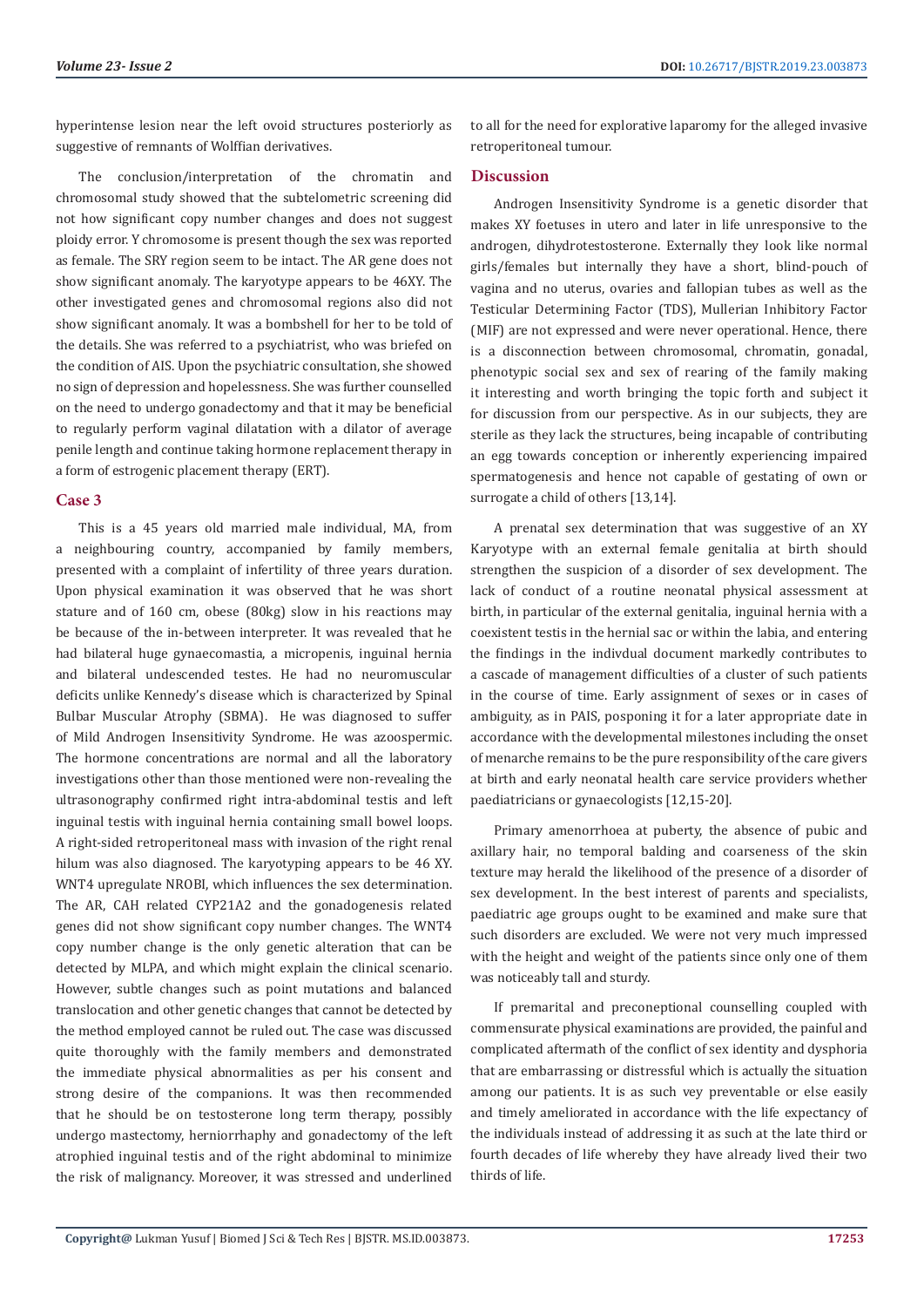hyperintense lesion near the left ovoid structures posteriorly as suggestive of remnants of Wolffian derivatives.

The conclusion/interpretation of the chromatin and chromosomal study showed that the subtelometric screening did not how significant copy number changes and does not suggest ploidy error. Y chromosome is present though the sex was reported as female. The SRY region seem to be intact. The AR gene does not show significant anomaly. The karyotype appears to be 46XY. The other investigated genes and chromosomal regions also did not show significant anomaly. It was a bombshell for her to be told of the details. She was referred to a psychiatrist, who was briefed on the condition of AIS. Upon the psychiatric consultation, she showed no sign of depression and hopelessness. She was further counselled on the need to undergo gonadectomy and that it may be beneficial to regularly perform vaginal dilatation with a dilator of average penile length and continue taking hormone replacement therapy in a form of estrogenic placement therapy (ERT).

## Case 3

This is a 45 years old married male individual, MA, from a neighbouring country, accompanied by family members, presented with a complaint of infertility of three years duration. Upon physical examination it was observed that he was short stature and of 160 cm, obese (80kg) slow in his reactions may be because of the in-between interpreter. It was revealed that he had bilateral huge gynaecomastia, a micropenis, inguinal hernia and bilateral undescended testes. He had no neuromuscular deficits unlike Kennedy's disease which is characterized by Spinal Bulbar Muscular Atrophy (SBMA). He was diagnosed to suffer of Mild Androgen Insensitivity Syndrome. He was azoospermic. The hormone concentrations are normal and all the laboratory investigations other than those mentioned were non-revealing the ultrasonography confirmed right intra-abdominal testis and left inguinal testis with inguinal hernia containing small bowel loops. A right-sided retroperitoneal mass with invasion of the right renal hilum was also diagnosed. The karyotyping appears to be 46 XY. WNT4 upregulate NROBI, which influences the sex determination. The AR, CAH related CYP21A2 and the gonadogenesis related genes did not show significant copy number changes. The WNT4 copy number change is the only genetic alteration that can be detected by MLPA, and which might explain the clinical scenario. However, subtle changes such as point mutations and balanced translocation and other genetic changes that cannot be detected by the method employed cannot be ruled out. The case was discussed quite thoroughly with the family members and demonstrated the immediate physical abnormalities as per his consent and strong desire of the companions. It was then recommended that he should be on testosterone long term therapy, possibly undergo mastectomy, herniorrhaphy and gonadectomy of the left atrophied inguinal testis and of the right abdominal to minimize the risk of malignancy. Moreover, it was stressed and underlined to all for the need for explorative laparomy for the alleged invasive retroperitoneal tumour.

## Discussion

Androgen Insensitivity Syndrome is a genetic disorder that makes XY foetuses in utero and later in life unresponsive to the androgen, dihydrotestosterone. Externally they look like normal girls/females but internally they have a short, blind-pouch of vagina and no uterus, ovaries and fallopian tubes as well as the Testicular Determining Factor (TDS), Mullerian Inhibitory Factor (MIF) are not expressed and were never operational. Hence, there is a disconnection between chromosomal, chromatin, gonadal, phenotypic social sex and sex of rearing of the family making it interesting and worth bringing the topic forth and subject it for discussion from our perspective. As in our subjects, they are sterile as they lack the structures, being incapable of contributing an egg towards conception or inherently experiencing impaired spermatogenesis and hence not capable of gestating of own or surrogate a child of others [13,14].

A prenatal sex determination that was suggestive of an XY Karyotype with an external female genitalia at birth should strengthen the suspicion of a disorder of sex development. The lack of conduct of a routine neonatal physical assessment at birth, in particular of the external genitalia, inguinal hernia with a coexistent testis in the hernial sac or within the labia, and entering the findings in the indivdual document markedly contributes to a cascade of management difficulties of a cluster of such patients in the course of time. Early assignment of sexes or in cases of ambiguity, as in PAIS, posponing it for a later appropriate date in accordance with the developmental milestones including the onset of menarche remains to be the pure responsibility of the care givers at birth and early neonatal health care service providers whether paediatricians or gynaecologists [12,15-20].

Primary amenorrhoea at puberty, the absence of pubic and axillary hair, no temporal balding and coarseness of the skin texture may herald the likelihood of the presence of a disorder of sex development. In the best interest of parents and specialists, paediatric age groups ought to be examined and make sure that such disorders are excluded. We were not very much impressed with the height and weight of the patients since only one of them was noticeably tall and sturdy.

If premarital and preconeptional counselling coupled with commensurate physical examinations are provided, the painful and complicated aftermath of the conflict of sex identity and dysphoria that are embarrassing or distressful which is actually the situation among our patients. It is as such vey preventable or else easily and timely ameliorated in accordance with the life expectancy of the individuals instead of addressing it as such at the late third or fourth decades of life whereby they have already lived their two thirds of life.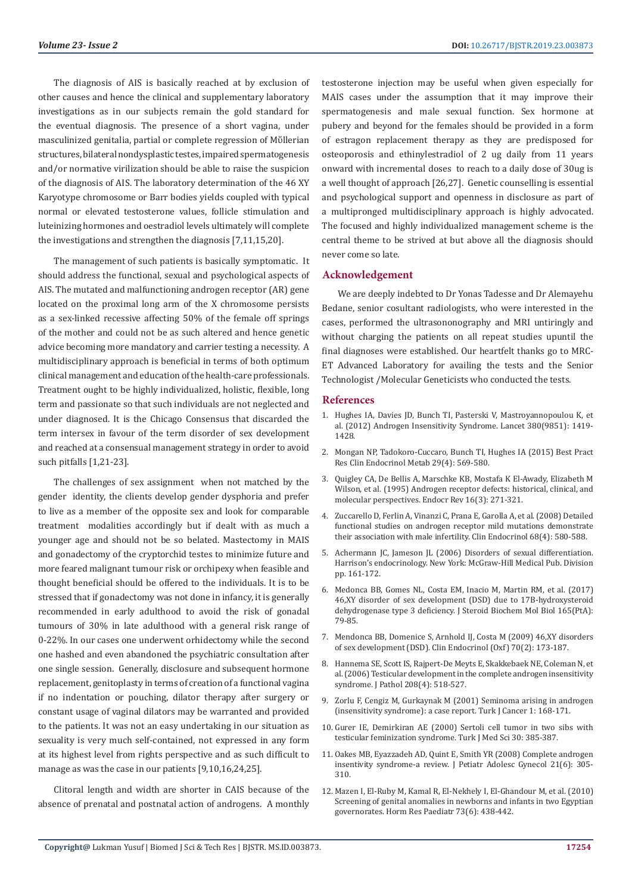The diagnosis of AIS is basically reached at by exclusion of other causes and hence the clinical and supplementary laboratory investigations as in our subjects remain the gold standard for the eventual diagnosis. The presence of a short vagina, under masculinized genitalia, partial or complete regression of Mữllerian structures, bilateral nondysplastic testes, impaired spermatogenesis and/or normative virilization should be able to raise the suspicion of the diagnosis of AIS. The laboratory determination of the 46 XY Karyotype chromosome or Barr bodies yields coupled with typical normal or elevated testosterone values, follicle stimulation and luteinizing hormones and oestradiol levels ultimately will complete the investigations and strengthen the diagnosis [7,11,15,20].

The management of such patients is basically symptomatic. It should address the functional, sexual and psychological aspects of AIS. The mutated and malfunctioning androgen receptor (AR) gene located on the proximal long arm of the X chromosome persists as a sex-linked recessive affecting 50% of the female off springs of the mother and could not be as such altered and hence genetic advice becoming more mandatory and carrier testing a necessity. A multidisciplinary approach is beneficial in terms of both optimum clinical management and education of the health-care professionals. Treatment ought to be highly individualized, holistic, flexible, long term and passionate so that such individuals are not neglected and under diagnosed. It is the Chicago Consensus that discarded the term intersex in favour of the term disorder of sex development and reached at a consensual management strategy in order to avoid such pitfalls [1,21-23].

The challenges of sex assignment when not matched by the gender identity, the clients develop gender dysphoria and prefer to live as a member of the opposite sex and look for comparable treatment modalities accordingly but if dealt with as much a younger age and should not be so belated. Mastectomy in MAIS and gonadectomy of the cryptorchid testes to minimize future and more feared malignant tumour risk or orchipexy when feasible and thought beneficial should be offered to the individuals. It is to be stressed that if gonadectomy was not done in infancy, it is generally recommended in early adulthood to avoid the risk of gonadal tumours of 30% in late adulthood with a general risk range of 0-22%. In our cases one underwent orhidectomy while the second one hashed and even abandoned the psychiatric consultation after one single session. Generally, disclosure and subsequent hormone replacement, genitoplasty in terms of creation of a functional vagina if no indentation or pouching, dilator therapy after surgery or constant usage of vaginal dilators may be warranted and provided to the patients. It was not an easy undertaking in our situation as sexuality is very much self-contained, not expressed in any form at its highest level from rights perspective and as such difficult to manage as was the case in our patients [9,10,16,24,25].

Clitoral length and width are shorter in CAIS because of the absence of prenatal and postnatal action of androgens. A monthly testosterone injection may be useful when given especially for MAIS cases under the assumption that it may improve their spermatogenesis and male sexual function. Sex hormone at pubery and beyond for the females should be provided in a form of estragon replacement therapy as they are predisposed for osteoporosis and ethinylestradiol of 2 ug daily from 11 years onward with incremental doses to reach to a daily dose of 30ug is a well thought of approach [26,27]. Genetic counselling is essential and psychological support and openness in disclosure as part of a multipronged multidisciplinary approach is highly advocated. The focused and highly individualized management scheme is the central theme to be strived at but above all the diagnosis should never come so late.

## Acknowledgement

We are deeply indebted to Dr Yonas Tadesse and Dr Alemayehu Bedane, senior cosultant radiologists, who were interested in the cases, performed the ultasononography and MRI untiringly and without charging the patients on all repeat studies upuntil the final diagnoses were established. Our heartfelt thanks go to MRC-ET Advanced Laboratory for availing the tests and the Senior Technologist /Molecular Geneticists who conducted the tests.

## References

1. Hughes IA, Davies JD, Bunch TI, Pasterski V, Mastroyannopoulou K, et al. (2012) Androgen Insensitivity Syndrome. Lancet 380(9851): 1419-1428.
2. Mongan NP, Tadokoro-Cuccaro, Bunch TI, Hughes IA (2015) Best Pract Res Clin Endocrinol Metab 29(4): 569-580.
3. Quigley CA, De Bellis A, Marschke KB, Mostafa K El-Awady, Elizabeth M Wilson, et al. (1995) Androgen receptor defects: historical, clinical, and molecular perspectives. Endocr Rev 16(3): 271-321.
4. Zuccarello D, Ferlin A, Vinanzi C, Prana E, Garolla A, et al. (2008) Detailed functional studies on androgen receptor mild mutations demonstrate their association with male infertility. Clin Endocrinol 68(4): 580-588.
5. Achermann JC, Jameson JL (2006) Disorders of sexual differentiation. Harrison's endocrinology. New York: McGraw-Hill Medical Pub. Division pp. 161-172.
6. Medonca BB, Gomes NL, Costa EM, Inacio M, Martin RM, et al. (2017) 46,XY disorder of sex development (DSD) due to 17B-hydroxysteroid dehydrogenase type 3 deficiency. J Steroid Biochem Mol Biol 165(PtA): 79-85.
7. Mendonca BB, Domenice S, Arnhold IJ, Costa M (2009) 46,XY disorders of sex development (DSD). Clin Endocrinol (Oxf) 70(2): 173-187.
8. Hannema SE, Scott IS, Rajpert-De Meyts E, Skakkebaek NE, Coleman N, et al. (2006) Testicular development in the complete androgen insensitivity syndrome. J Pathol 208(4): 518-527.
9. Zorlu F, Cengiz M, Gurkaynak M (2001) Seminoma arising in androgen (insensitivity syndrome): a case report. Turk J Cancer 1: 168-171.
10. Gurer IE, Demirkiran AE (2000) Sertoli cell tumor in two sibs with testicular feminization syndrome. Turk J Med Sci 30: 385-387.
11. Oakes MB, Eyazzadeh AD, Quint E, Smith YR (2008) Complete androgen insentivity syndrome-a review. J Petiatr Adolesc Gynecol 21(6): 305-310.
12. Mazen I, El-Ruby M, Kamal R, El-Nekhely I, El-Ghandour M, et al. (2010) Screening of genital anomalies in newborns and infants in two Egyptian governorates. Horm Res Paediatr 73(6): 438-442.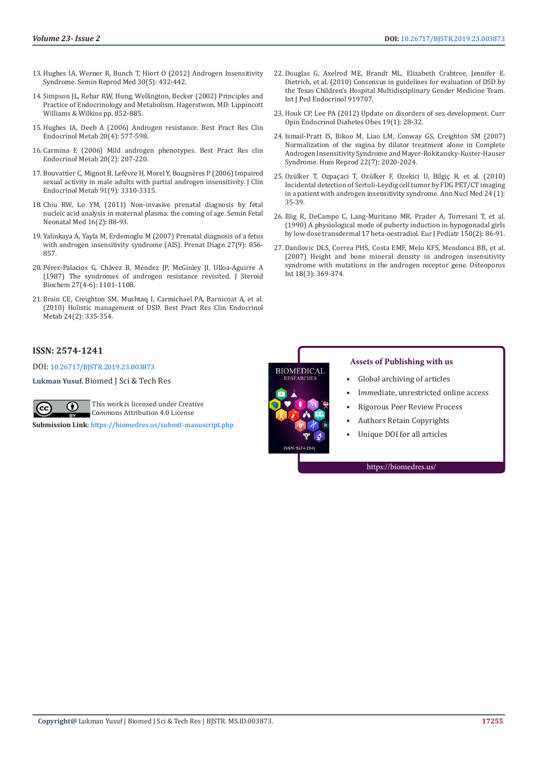13. Hughes IA, Werner R, Bunch T, Hiort O (2012) Androgen Insensitivity Syndrome. Semin Reprod Med 30(5): 432-442.
14. Simpson JL, Rebar RW, Hung, Wellington, Becker (2002) Principles and Practice of Endocrinology and Metabolism. Hagerstwon, MD: Lippincott Williams & Wilkins pp. 852-885.
15. Hughes IA, Deeb A (2006) Androgen resistance. Best Pract Res Clin Endocrinol Metab 20(4): 577-598.
16. Carmina E (2006) Mild androgen phenotypes. Best Pract Res clin Endocrinol Metab 20(2): 207-220.
17. Bouvattier C, Mignot B, Lefèvre H, Morel Y, Bougnères P (2006) Impaired sexual activity in male adults with partial androgen insensitivity. J Clin Endocrinol Metab 91(9): 3310-3315.
18. Chiu RW, Lo YM, (2011) Non-invasive prenatal diagnosis by fetal nucleic acid analysis in maternal plasma: the coming of age. Semin Fetal Neonatal Med 16(2): 88-93.
19. Yalinkaya A, Yayla M, Erdemoglu M (2007) Prenatal diagnosis of a fetus with androgen insensitivity syndrome (AIS). Prenat Diagn 27(9): 856-857.
20. Pérez-Palacios G, Chávez B, Méndez JP, McGinley JI, Ulloa-Aguirre A (1987) The syndromes of androgen resistance revisited. J Steroid Biochem 27(4-6): 1101-1108.
21. Brain CE, Creighton SM, Mushtaq I, Carmichael PA, Barnicoat A, et al. (2010) Holistic management of DSD. Best Pract Res Clin Endocrinol Metab 24(2): 335-354.
22. Douglas G, Axelrod ME, Brandt ML, Elizabeth Crabtree, Jennifer E. Dietrich, et al. (2010) Consensus in guidelines for evaluation of DSD by the Texas Children's Hospital Multidisciplinary Gender Medicine Team. Int J Ped Endocrinol 919707.
23. Houk CP, Lee PA (2012) Update on disorders of sex development. Curr Opin Endocrinol Diabetes Obes 19(1): 28-32.
24. Ismail-Pratt IS, Bikoo M, Liao LM, Conway GS, Creighton SM (2007) Normalization of the vagina by dilator treatment alone in Complete Androgen Insensitivity Syndrome and Mayer-Rokitansky-Kuster-Hauser Syndrome. Hum Reprod 22(7): 2020-2024.
25. Ozülker T, Ozpaçaci T, Ozülker F, Ozekici U, Bilgiç R, et al. (2010) Incidental detection of Sertoli-Leydig cell tumor by FDG PET/CT imaging in a patient with androgen insensitivity syndrome. Ann Nucl Med 24 (1): 35-39.
26. Illig R, DeCampo C, Lang-Muritano MR, Prader A, Torresani T, et al. (1990) A physiological mode of puberty induction in hypogonadal girls by low dose transdermal 17 beta-oestradiol. Eur J Pediatr 150(2): 86-91.
27. Danilovic DLS, Correa PHS, Costa EMF, Melo KFS, Mendonca BB, et al. (2007) Height and bone mineral density in androgen insensitivity syndrome with mutations in the androgen receptor gene. Osteoporos Int 18(3): 369-374.

**ISSN: 2574-1241**

DOI: 10.26717/BJSTR.2019.23.003873

**Lukman Yusuf.** Biomed J Sci & Tech Res

This work is licensed under Creative Commons Attribution 4.0 License

**Submission Link**: https://biomedres.us/submit-manuscript.php

**Assets of Publishing with us**

- Global archiving of articles
- Immediate, unrestricted online access
- Rigorous Peer Review Process
- Authors Retain Copyrights
- Unique DOI for all articles

https://biomedres.us/